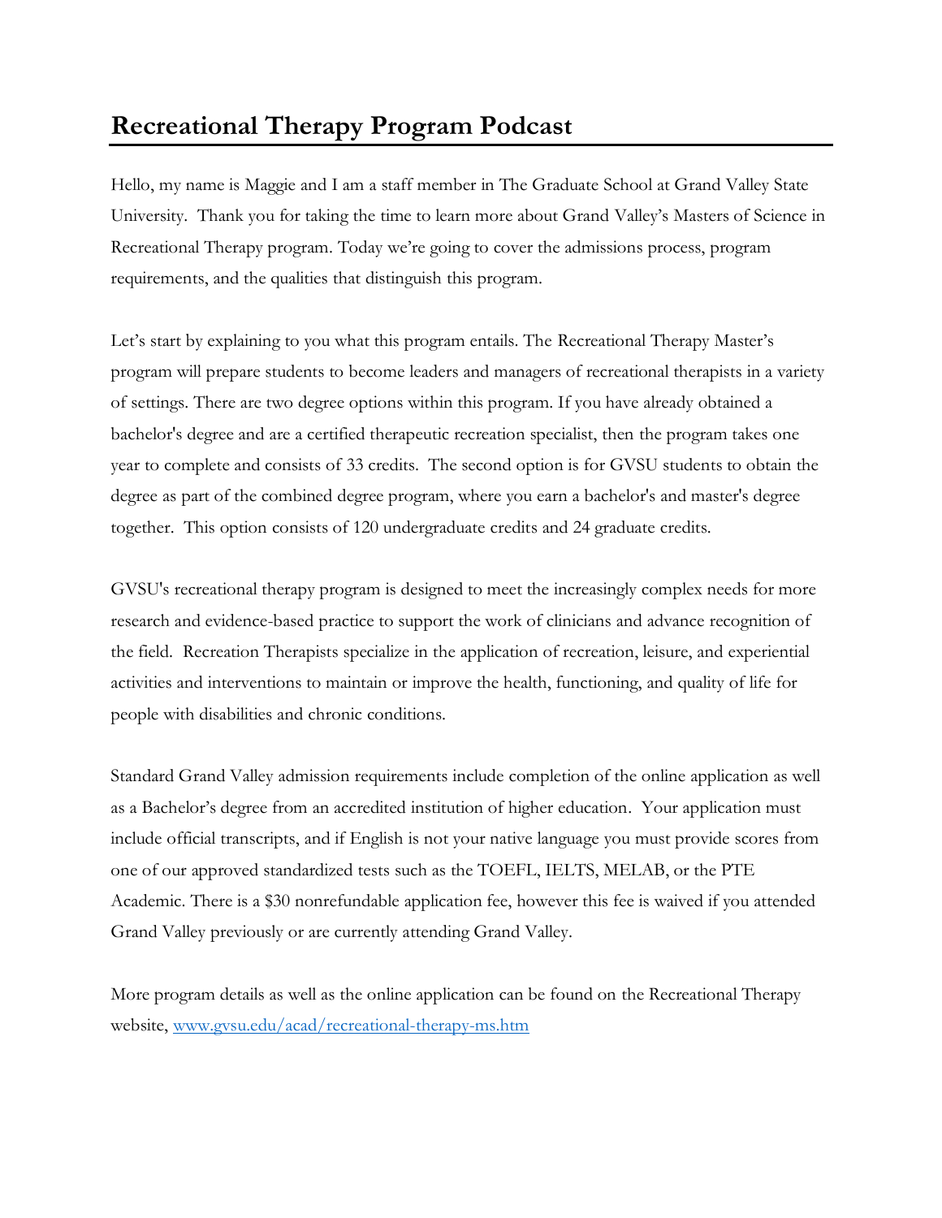# Recreational Therapy Program Podcast

Hello, my name is Maggie and I am a staff member in The Graduate School at Grand Valley State University. Thank you for taking the time to learn more about Grand Valley's Masters of Science in Recreational Therapy program. Today we're going to cover the admissions process, program requirements, and the qualities that distinguish this program.

Let's start by explaining to you what this program entails. The Recreational Therapy Master's program will prepare students to become leaders and managers of recreational therapists in a variety of settings. There are two degree options within this program. If you have already obtained a bachelor's degree and are a certified therapeutic recreation specialist, then the program takes one year to complete and consists of 33 credits. The second option is for GVSU students to obtain the degree as part of the combined degree program, where you earn a bachelor's and master's degree together. This option consists of 120 undergraduate credits and 24 graduate credits.

GVSU's recreational therapy program is designed to meet the increasingly complex needs for more research and evidence-based practice to support the work of clinicians and advance recognition of the field. Recreation Therapists specialize in the application of recreation, leisure, and experiential activities and interventions to maintain or improve the health, functioning, and quality of life for people with disabilities and chronic conditions.

Standard Grand Valley admission requirements include completion of the online application as well as a Bachelor's degree from an accredited institution of higher education. Your application must include official transcripts, and if English is not your native language you must provide scores from one of our approved standardized tests such as the TOEFL, IELTS, MELAB, or the PTE Academic. There is a $30 nonrefundable application fee, however this fee is waived if you attended Grand Valley previously or are currently attending Grand Valley.

More program details as well as the online application can be found on the Recreational Therapy website, [www.gvsu.edu/acad/recreational-therapy-ms.htm](www.gvsu.edu/acad/recreational-therapy-ms.htm)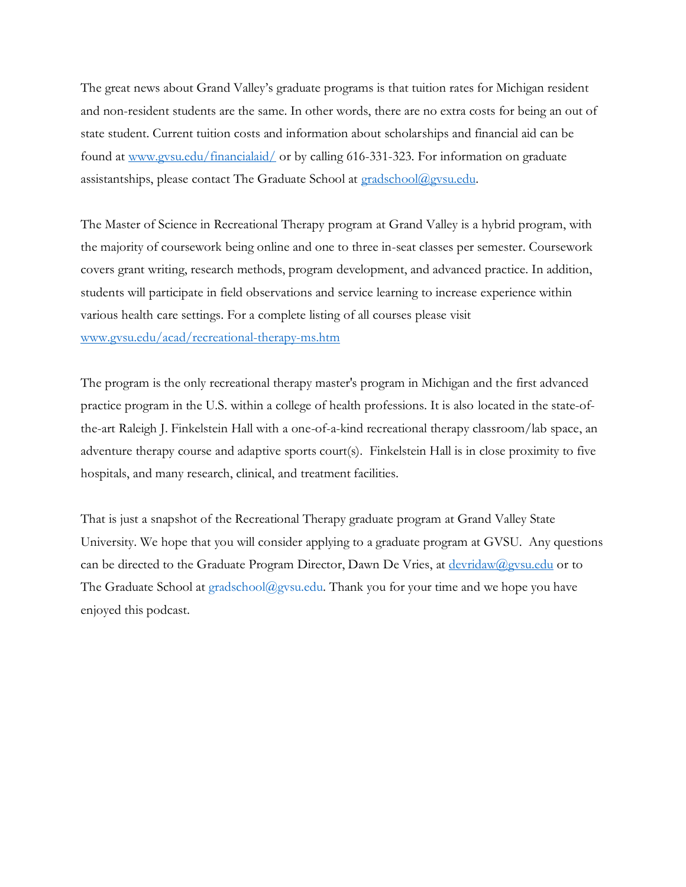The great news about Grand Valley's graduate programs is that tuition rates for Michigan resident and non-resident students are the same. In other words, there are no extra costs for being an out of state student. Current tuition costs and information about scholarships and financial aid can be found at [www.gvsu.edu/financialaid/](http://www.gvsu.edu/financialaid/) or by calling 616-331-323. For information on graduate assistantships, please contact The Graduate School at [gradschool@gvsu.edu](mailto:gradschool@gvsu.edu).

The Master of Science in Recreational Therapy program at Grand Valley is a hybrid program, with the majority of coursework being online and one to three in-seat classes per semester. Coursework covers grant writing, research methods, program development, and advanced practice. In addition, students will participate in field observations and service learning to increase experience within various health care settings. For a complete listing of all courses please visit [www.gvsu.edu/acad/recreational-therapy-ms.htm](http://www.gvsu.edu/acad/recreational-therapy-ms.htm)

The program is the only recreational therapy master's program in Michigan and the first advanced practice program in the U.S. within a college of health professions. It is also located in the state-of-the-art Raleigh J. Finkelstein Hall with a one-of-a-kind recreational therapy classroom/lab space, an adventure therapy course and adaptive sports court(s). Finkelstein Hall is in close proximity to five hospitals, and many research, clinical, and treatment facilities.

That is just a snapshot of the Recreational Therapy graduate program at Grand Valley State University. We hope that you will consider applying to a graduate program at GVSU. Any questions can be directed to the Graduate Program Director, Dawn De Vries, at [devridaw@gvsu.edu](mailto:devridaw@gvsu.edu) or to The Graduate School at gradschool@gvsu.edu. Thank you for your time and we hope you have enjoyed this podcast.